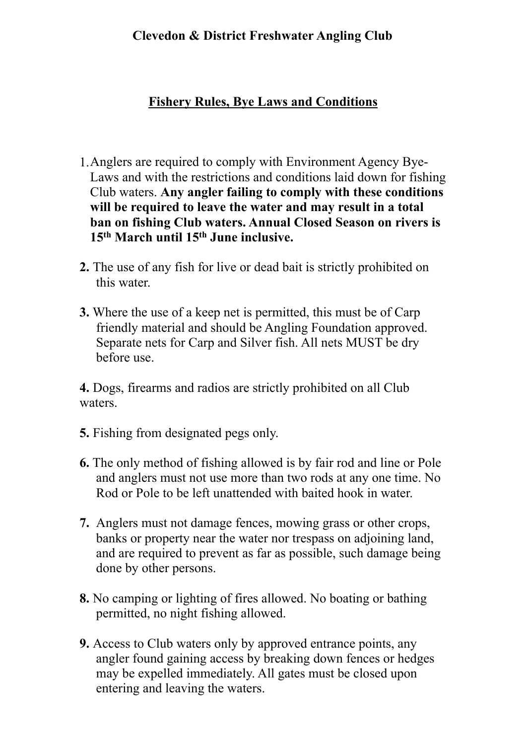# Clevedon & District Freshwater Angling Club

## Fishery Rules, Bye Laws and Conditions

1. Anglers are required to comply with Environment Agency Bye-Laws and with the restrictions and conditions laid down for fishing Club waters. **Any angler failing to comply with these conditions will be required to leave the water and may result in a total ban on fishing Club waters. Annual Closed Season on rivers is 15th March until 15th June inclusive.**

**2.** The use of any fish for live or dead bait is strictly prohibited on this water.

**3.** Where the use of a keep net is permitted, this must be of Carp friendly material and should be Angling Foundation approved. Separate nets for Carp and Silver fish. All nets MUST be dry before use.

**4.** Dogs, firearms and radios are strictly prohibited on all Club waters.

**5.** Fishing from designated pegs only.

**6.** The only method of fishing allowed is by fair rod and line or Pole and anglers must not use more than two rods at any one time. No Rod or Pole to be left unattended with baited hook in water.

**7.** Anglers must not damage fences, mowing grass or other crops, banks or property near the water nor trespass on adjoining land, and are required to prevent as far as possible, such damage being done by other persons.

**8.** No camping or lighting of fires allowed. No boating or bathing permitted, no night fishing allowed.

**9.** Access to Club waters only by approved entrance points, any angler found gaining access by breaking down fences or hedges may be expelled immediately. All gates must be closed upon entering and leaving the waters.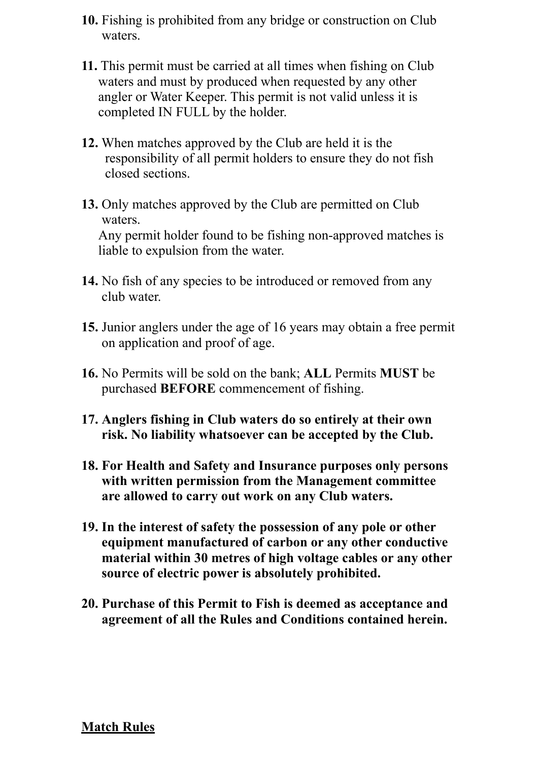**10.** Fishing is prohibited from any bridge or construction on Club waters.

**11.** This permit must be carried at all times when fishing on Club waters and must by produced when requested by any other angler or Water Keeper. This permit is not valid unless it is completed IN FULL by the holder.

**12.** When matches approved by the Club are held it is the responsibility of all permit holders to ensure they do not fish closed sections.

**13.** Only matches approved by the Club are permitted on Club waters.
Any permit holder found to be fishing non-approved matches is liable to expulsion from the water.

**14.** No fish of any species to be introduced or removed from any club water.

**15.** Junior anglers under the age of 16 years may obtain a free permit on application and proof of age.

**16.** No Permits will be sold on the bank; **ALL** Permits **MUST** be purchased **BEFORE** commencement of fishing.

**17. Anglers fishing in Club waters do so entirely at their own risk. No liability whatsoever can be accepted by the Club.**

**18. For Health and Safety and Insurance purposes only persons with written permission from the Management committee are allowed to carry out work on any Club waters.**

**19. In the interest of safety the possession of any pole or other equipment manufactured of carbon or any other conductive material within 30 metres of high voltage cables or any other source of electric power is absolutely prohibited.**

**20. Purchase of this Permit to Fish is deemed as acceptance and agreement of all the Rules and Conditions contained herein.**

## Match Rules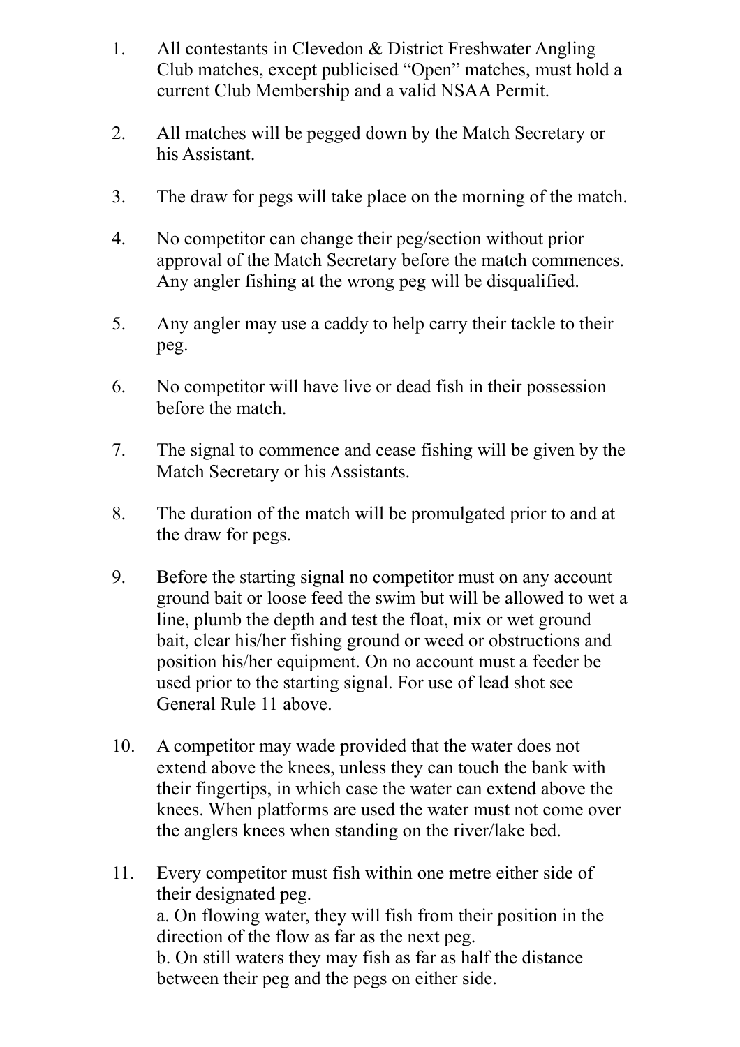1. All contestants in Clevedon & District Freshwater Angling Club matches, except publicised "Open" matches, must hold a current Club Membership and a valid NSAA Permit.

2. All matches will be pegged down by the Match Secretary or his Assistant.

3. The draw for pegs will take place on the morning of the match.

4. No competitor can change their peg/section without prior approval of the Match Secretary before the match commences. Any angler fishing at the wrong peg will be disqualified.

5. Any angler may use a caddy to help carry their tackle to their peg.

6. No competitor will have live or dead fish in their possession before the match.

7. The signal to commence and cease fishing will be given by the Match Secretary or his Assistants.

8. The duration of the match will be promulgated prior to and at the draw for pegs.

9. Before the starting signal no competitor must on any account ground bait or loose feed the swim but will be allowed to wet a line, plumb the depth and test the float, mix or wet ground bait, clear his/her fishing ground or weed or obstructions and position his/her equipment. On no account must a feeder be used prior to the starting signal. For use of lead shot see General Rule 11 above.

10. A competitor may wade provided that the water does not extend above the knees, unless they can touch the bank with their fingertips, in which case the water can extend above the knees. When platforms are used the water must not come over the anglers knees when standing on the river/lake bed.

11. Every competitor must fish within one metre either side of their designated peg.
    a. On flowing water, they will fish from their position in the direction of the flow as far as the next peg.
    b. On still waters they may fish as far as half the distance between their peg and the pegs on either side.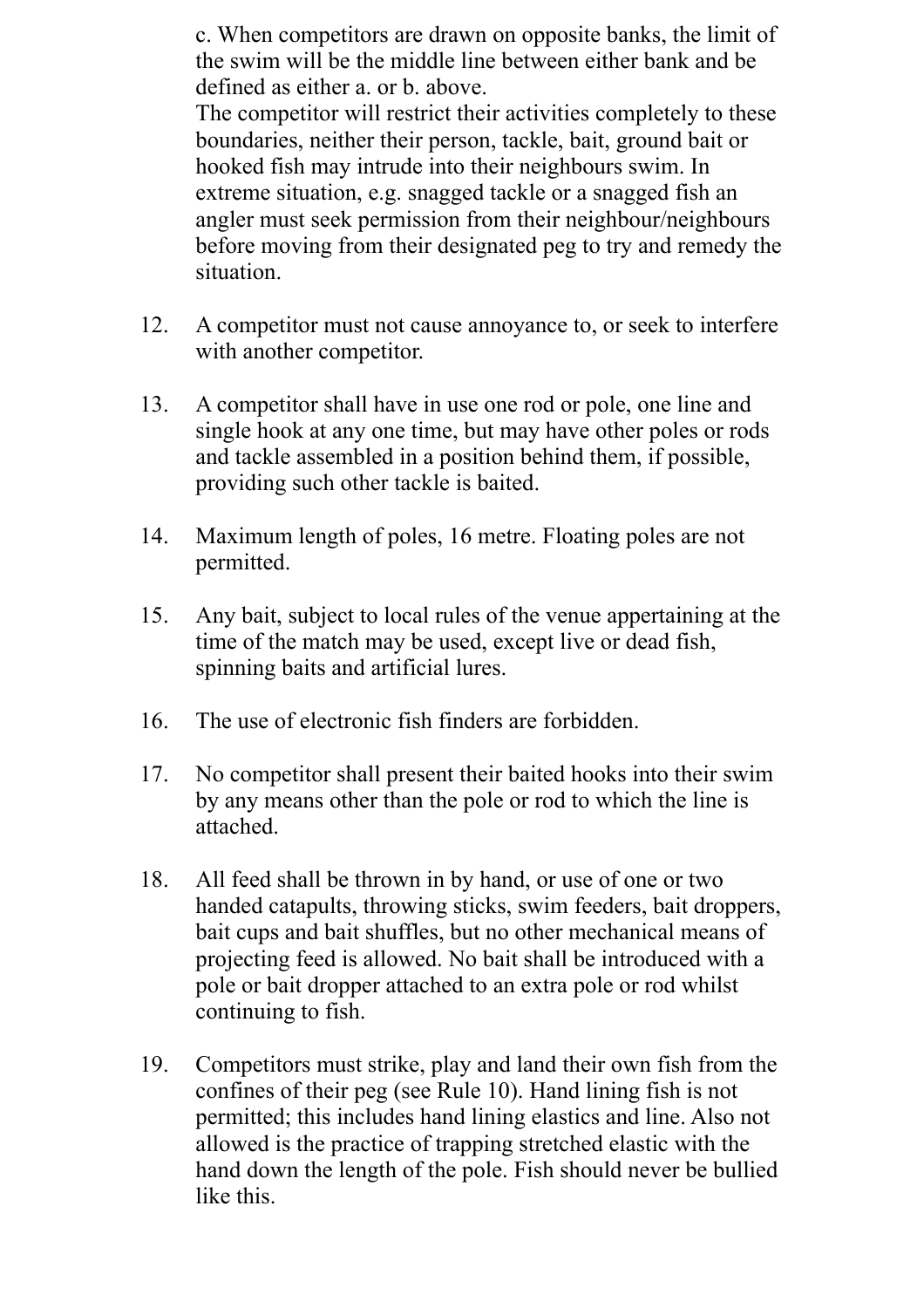c. When competitors are drawn on opposite banks, the limit of the swim will be the middle line between either bank and be defined as either a. or b. above.
The competitor will restrict their activities completely to these boundaries, neither their person, tackle, bait, ground bait or hooked fish may intrude into their neighbours swim. In extreme situation, e.g. snagged tackle or a snagged fish an angler must seek permission from their neighbour/neighbours before moving from their designated peg to try and remedy the situation.

12. A competitor must not cause annoyance to, or seek to interfere with another competitor.

13. A competitor shall have in use one rod or pole, one line and single hook at any one time, but may have other poles or rods and tackle assembled in a position behind them, if possible, providing such other tackle is baited.

14. Maximum length of poles, 16 metre. Floating poles are not permitted.

15. Any bait, subject to local rules of the venue appertaining at the time of the match may be used, except live or dead fish, spinning baits and artificial lures.

16. The use of electronic fish finders are forbidden.

17. No competitor shall present their baited hooks into their swim by any means other than the pole or rod to which the line is attached.

18. All feed shall be thrown in by hand, or use of one or two handed catapults, throwing sticks, swim feeders, bait droppers, bait cups and bait shuffles, but no other mechanical means of projecting feed is allowed. No bait shall be introduced with a pole or bait dropper attached to an extra pole or rod whilst continuing to fish.

19. Competitors must strike, play and land their own fish from the confines of their peg (see Rule 10). Hand lining fish is not permitted; this includes hand lining elastics and line. Also not allowed is the practice of trapping stretched elastic with the hand down the length of the pole. Fish should never be bullied like this.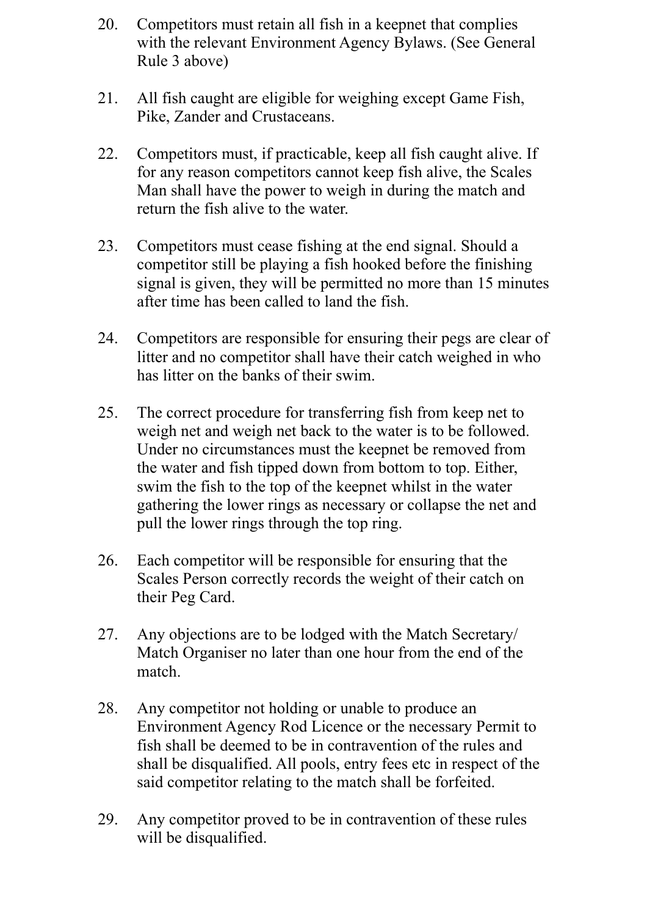20. Competitors must retain all fish in a keepnet that complies with the relevant Environment Agency Bylaws. (See General Rule 3 above)

21. All fish caught are eligible for weighing except Game Fish, Pike, Zander and Crustaceans.

22. Competitors must, if practicable, keep all fish caught alive. If for any reason competitors cannot keep fish alive, the Scales Man shall have the power to weigh in during the match and return the fish alive to the water.

23. Competitors must cease fishing at the end signal. Should a competitor still be playing a fish hooked before the finishing signal is given, they will be permitted no more than 15 minutes after time has been called to land the fish.

24. Competitors are responsible for ensuring their pegs are clear of litter and no competitor shall have their catch weighed in who has litter on the banks of their swim.

25. The correct procedure for transferring fish from keep net to weigh net and weigh net back to the water is to be followed. Under no circumstances must the keepnet be removed from the water and fish tipped down from bottom to top. Either, swim the fish to the top of the keepnet whilst in the water gathering the lower rings as necessary or collapse the net and pull the lower rings through the top ring.

26. Each competitor will be responsible for ensuring that the Scales Person correctly records the weight of their catch on their Peg Card.

27. Any objections are to be lodged with the Match Secretary/ Match Organiser no later than one hour from the end of the match.

28. Any competitor not holding or unable to produce an Environment Agency Rod Licence or the necessary Permit to fish shall be deemed to be in contravention of the rules and shall be disqualified. All pools, entry fees etc in respect of the said competitor relating to the match shall be forfeited.

29. Any competitor proved to be in contravention of these rules will be disqualified.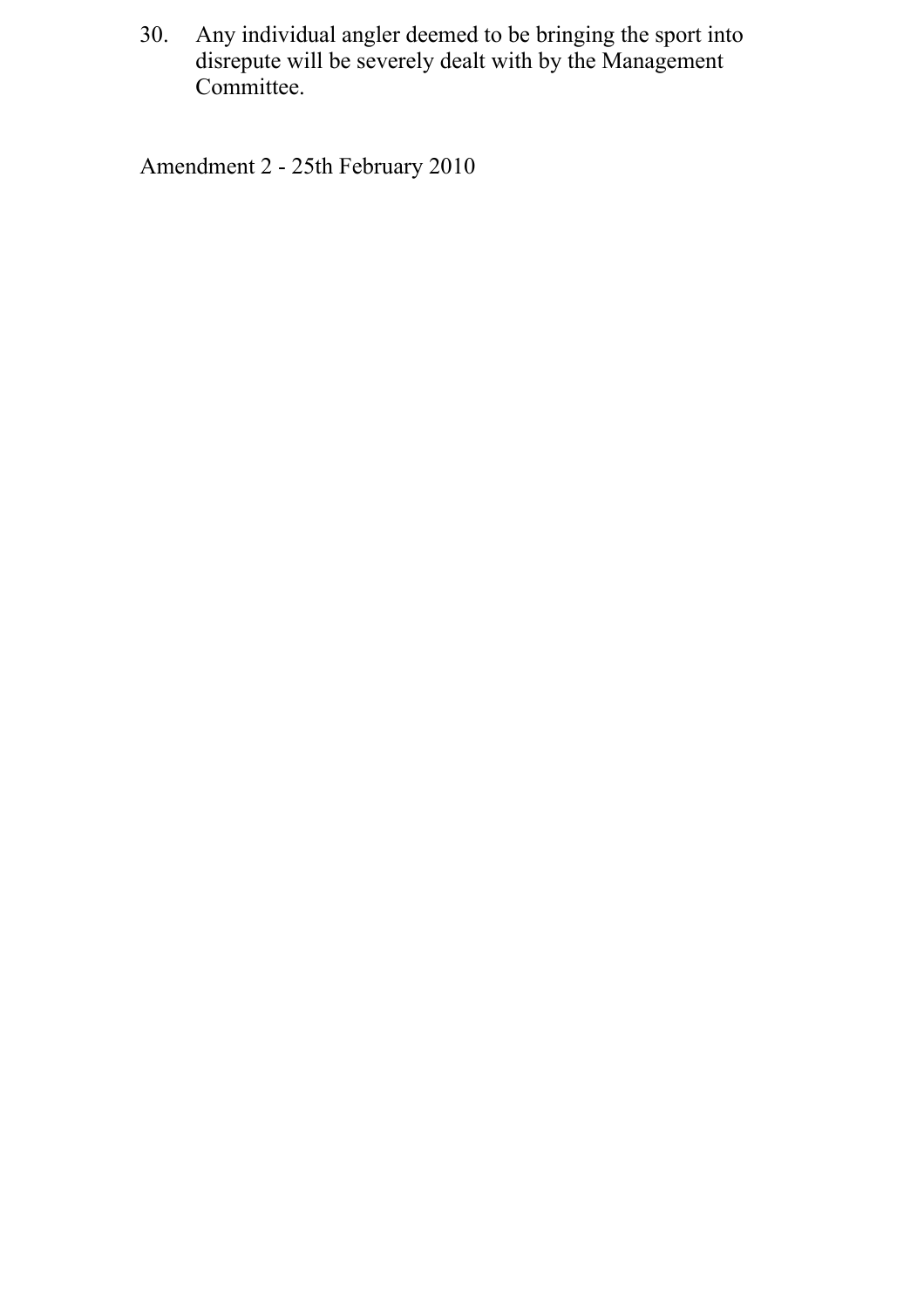30. Any individual angler deemed to be bringing the sport into disrepute will be severely dealt with by the Management Committee.

Amendment 2 - 25th February 2010